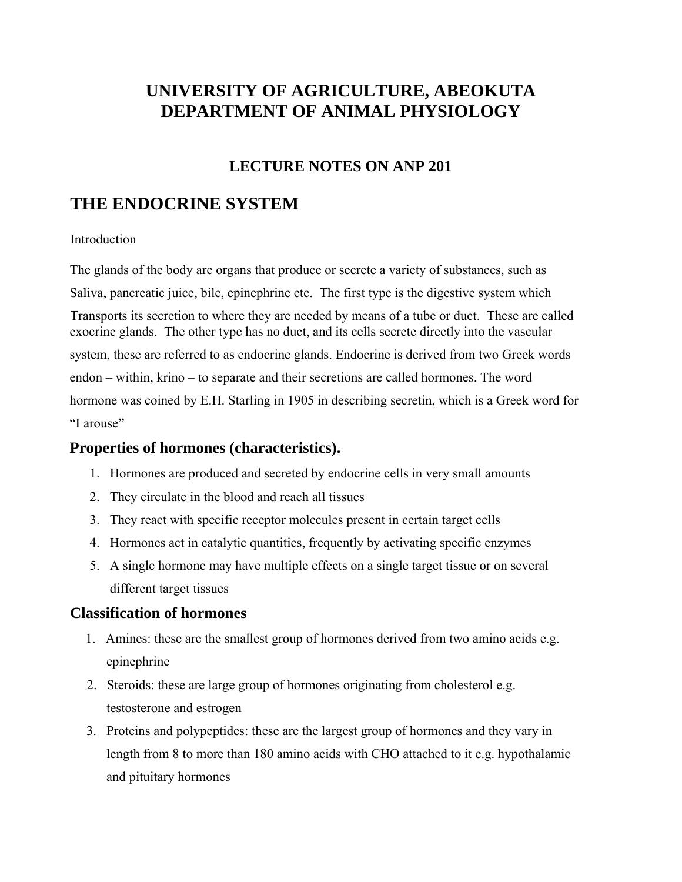# UNIVERSITY OF AGRICULTURE, ABEOKUTA
# DEPARTMENT OF ANIMAL PHYSIOLOGY

### LECTURE NOTES ON ANP 201

## THE ENDOCRINE SYSTEM

Introduction

The glands of the body are organs that produce or secrete a variety of substances, such as Saliva, pancreatic juice, bile, epinephrine etc. The first type is the digestive system which Transports its secretion to where they are needed by means of a tube or duct. These are called exocrine glands. The other type has no duct, and its cells secrete directly into the vascular system, these are referred to as endocrine glands. Endocrine is derived from two Greek words endon – within, krino – to separate and their secretions are called hormones. The word hormone was coined by E.H. Starling in 1905 in describing secretin, which is a Greek word for "I arouse"

### Properties of hormones (characteristics).

1. Hormones are produced and secreted by endocrine cells in very small amounts
2. They circulate in the blood and reach all tissues
3. They react with specific receptor molecules present in certain target cells
4. Hormones act in catalytic quantities, frequently by activating specific enzymes
5. A single hormone may have multiple effects on a single target tissue or on several different target tissues

### Classification of hormones

1. Amines: these are the smallest group of hormones derived from two amino acids e.g. epinephrine
2. Steroids: these are large group of hormones originating from cholesterol e.g. testosterone and estrogen
3. Proteins and polypeptides: these are the largest group of hormones and they vary in length from 8 to more than 180 amino acids with CHO attached to it e.g. hypothalamic and pituitary hormones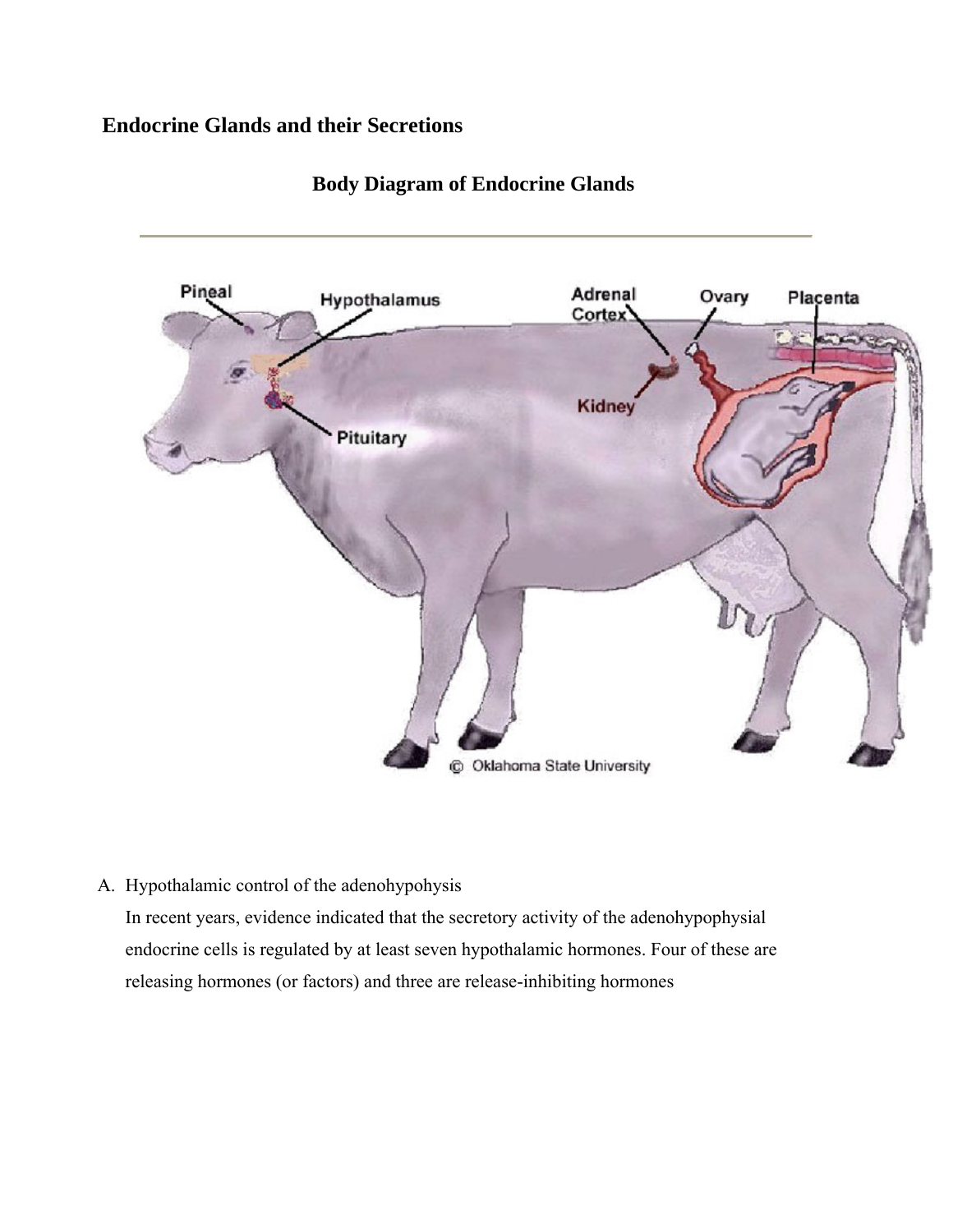# Endocrine Glands and their Secretions

## Body Diagram of Endocrine Glands

---

A. Hypothalamic control of the adenohypohysis

   In recent years, evidence indicated that the secretory activity of the adenohypophysial endocrine cells is regulated by at least seven hypothalamic hormones. Four of these are releasing hormones (or factors) and three are release-inhibiting hormones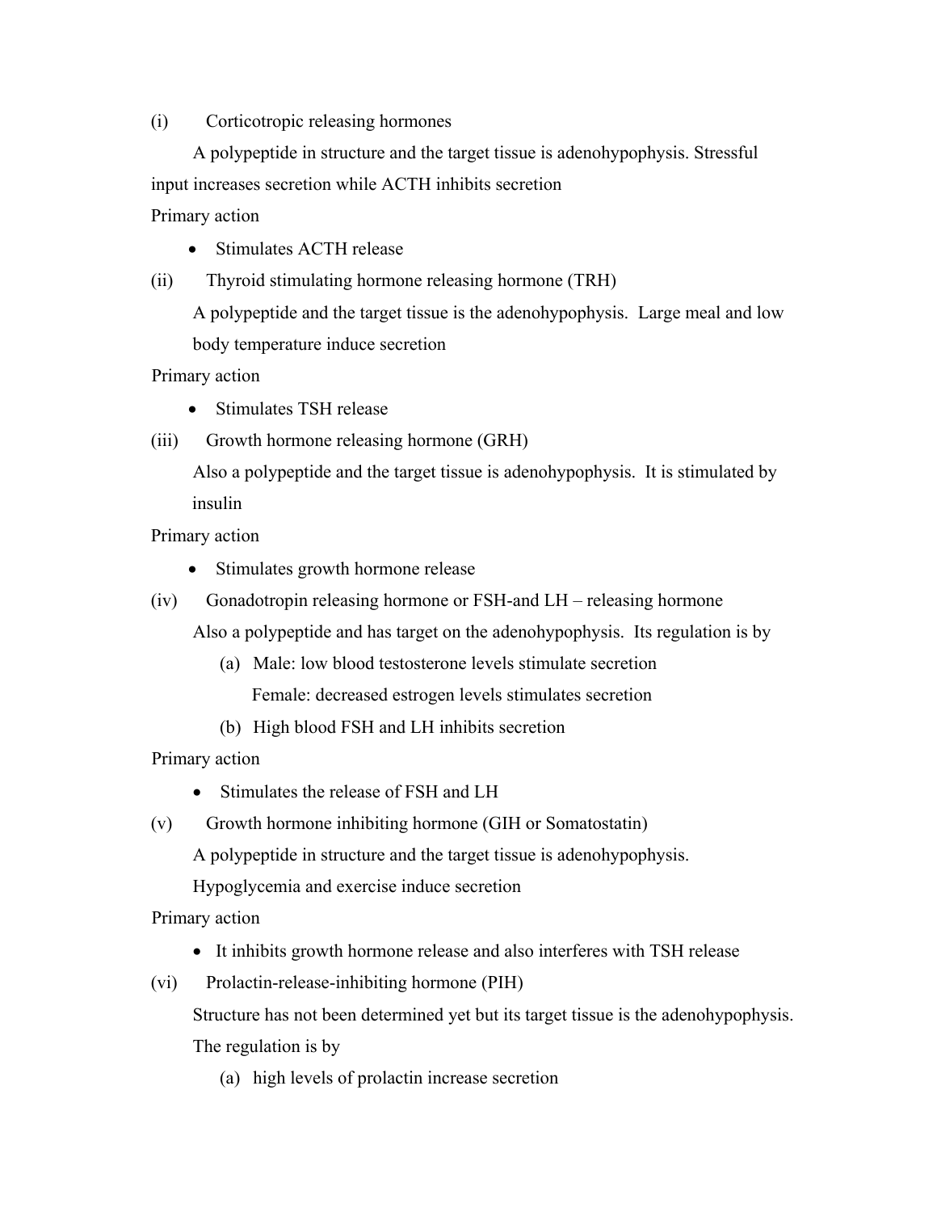(i) Corticotropic releasing hormones

A polypeptide in structure and the target tissue is adenohypophysis. Stressful input increases secretion while ACTH inhibits secretion

Primary action

- Stimulates ACTH release

(ii) Thyroid stimulating hormone releasing hormone (TRH)

A polypeptide and the target tissue is the adenohypophysis. Large meal and low body temperature induce secretion

Primary action

- Stimulates TSH release

(iii) Growth hormone releasing hormone (GRH)

Also a polypeptide and the target tissue is adenohypophysis. It is stimulated by insulin

Primary action

- Stimulates growth hormone release

(iv) Gonadotropin releasing hormone or FSH-and LH – releasing hormone

Also a polypeptide and has target on the adenohypophysis. Its regulation is by

(a) Male: low blood testosterone levels stimulate secretion
    Female: decreased estrogen levels stimulates secretion

(b) High blood FSH and LH inhibits secretion

Primary action

- Stimulates the release of FSH and LH

(v) Growth hormone inhibiting hormone (GIH or Somatostatin)

A polypeptide in structure and the target tissue is adenohypophysis. Hypoglycemia and exercise induce secretion

Primary action

- It inhibits growth hormone release and also interferes with TSH release

(vi) Prolactin-release-inhibiting hormone (PIH)

Structure has not been determined yet but its target tissue is the adenohypophysis. The regulation is by

(a) high levels of prolactin increase secretion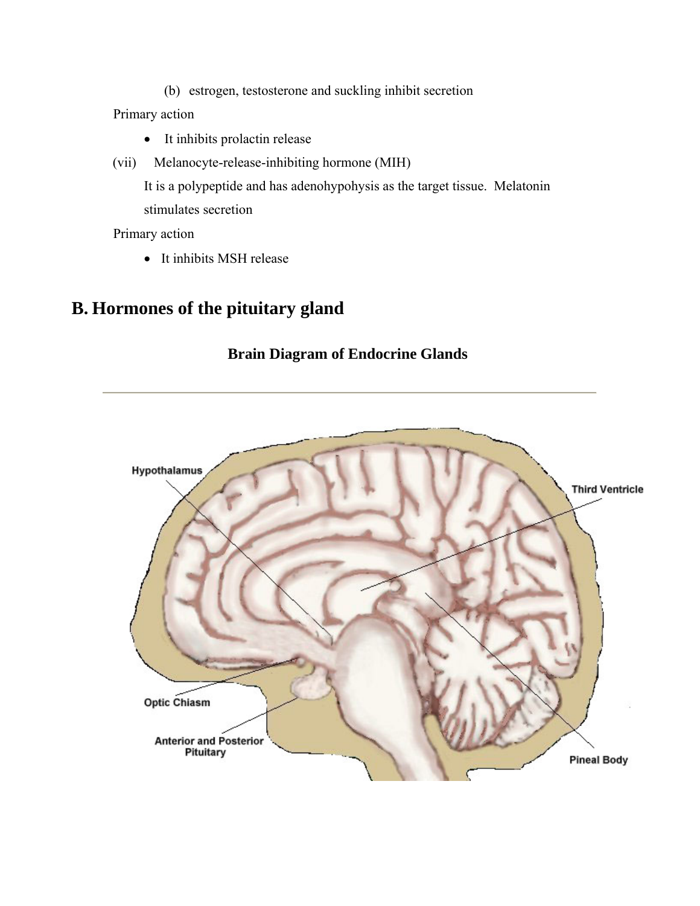(b) estrogen, testosterone and suckling inhibit secretion

Primary action

- It inhibits prolactin release

(vii) Melanocyte-release-inhibiting hormone (MIH)

It is a polypeptide and has adenohypohysis as the target tissue. Melatonin stimulates secretion

Primary action

- It inhibits MSH release

## B. Hormones of the pituitary gland

### Brain Diagram of Endocrine Glands

Hypothalamus

Third Ventricle

Optic Chiasm

Anterior and Posterior Pituitary

Pineal Body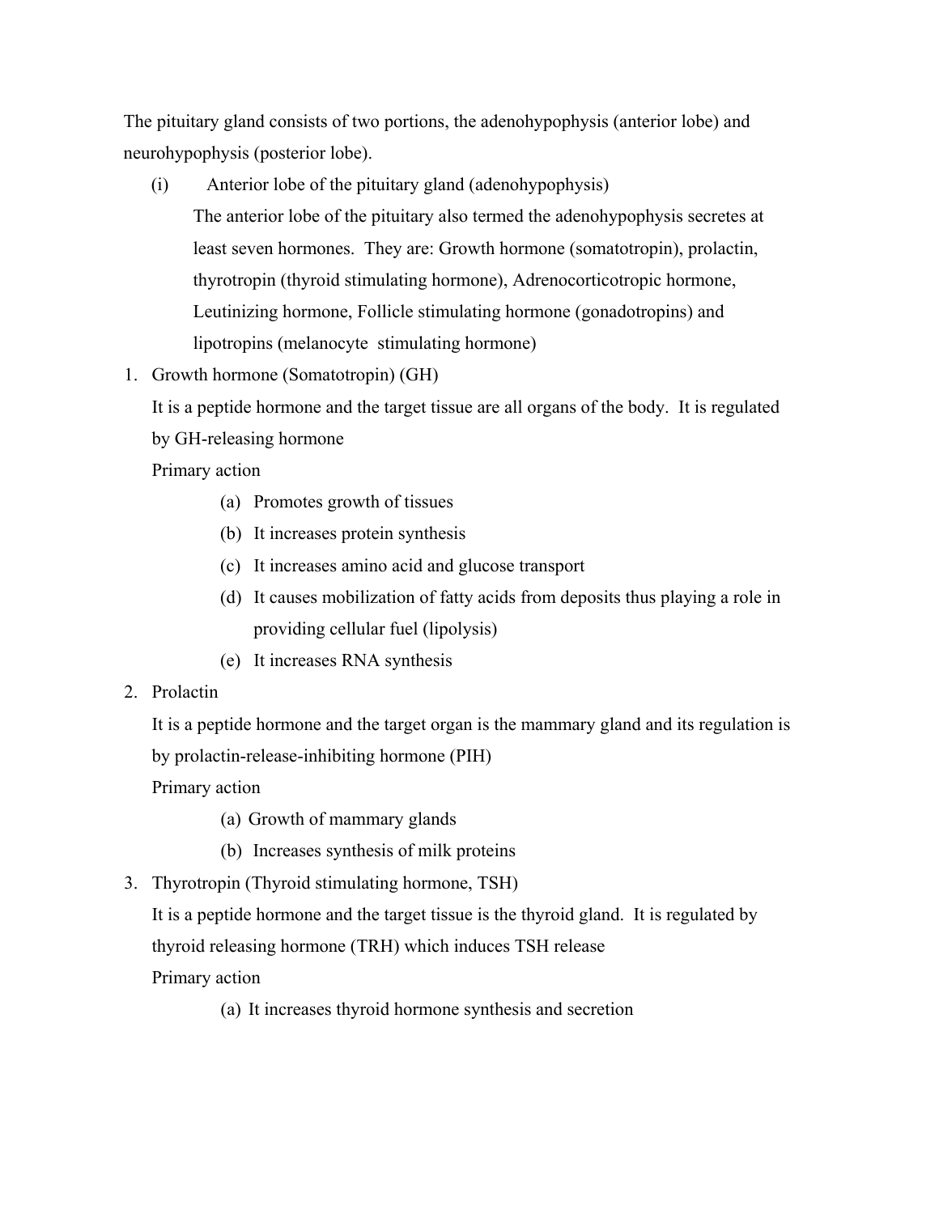The pituitary gland consists of two portions, the adenohypophysis (anterior lobe) and neurohypophysis (posterior lobe).

(i) Anterior lobe of the pituitary gland (adenohypophysis)

The anterior lobe of the pituitary also termed the adenohypophysis secretes at least seven hormones. They are: Growth hormone (somatotropin), prolactin, thyrotropin (thyroid stimulating hormone), Adrenocorticotropic hormone, Leutinizing hormone, Follicle stimulating hormone (gonadotropins) and lipotropins (melanocyte stimulating hormone)

1. Growth hormone (Somatotropin) (GH)

   It is a peptide hormone and the target tissue are all organs of the body. It is regulated by GH-releasing hormone

   Primary action

   (a) Promotes growth of tissues
   (b) It increases protein synthesis
   (c) It increases amino acid and glucose transport
   (d) It causes mobilization of fatty acids from deposits thus playing a role in providing cellular fuel (lipolysis)
   (e) It increases RNA synthesis

2. Prolactin

   It is a peptide hormone and the target organ is the mammary gland and its regulation is by prolactin-release-inhibiting hormone (PIH)

   Primary action

   (a) Growth of mammary glands
   (b) Increases synthesis of milk proteins

3. Thyrotropin (Thyroid stimulating hormone, TSH)

   It is a peptide hormone and the target tissue is the thyroid gland. It is regulated by thyroid releasing hormone (TRH) which induces TSH release

   Primary action

   (a) It increases thyroid hormone synthesis and secretion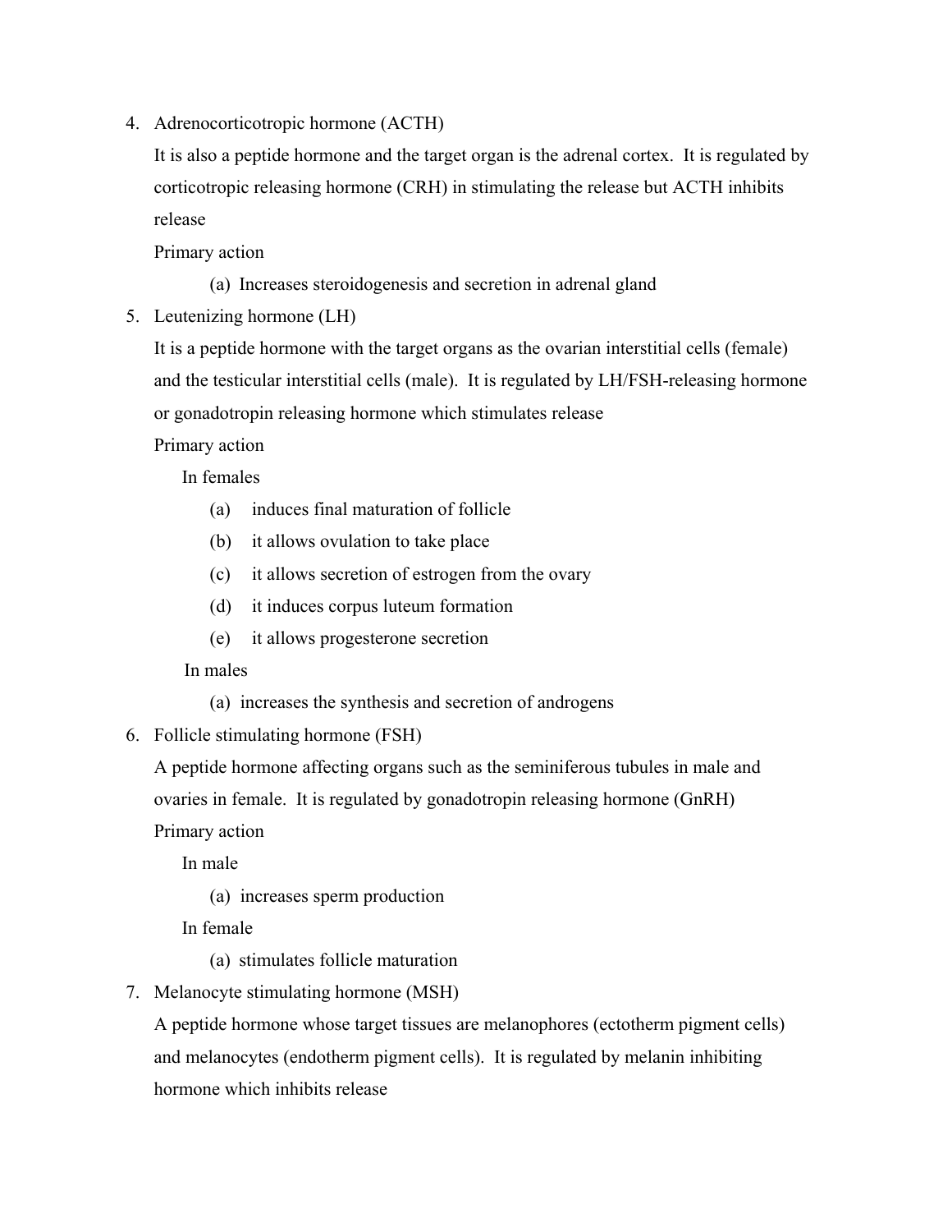4. Adrenocorticotropic hormone (ACTH)

   It is also a peptide hormone and the target organ is the adrenal cortex. It is regulated by corticotropic releasing hormone (CRH) in stimulating the release but ACTH inhibits release

   Primary action

   (a) Increases steroidogenesis and secretion in adrenal gland

5. Leutenizing hormone (LH)

   It is a peptide hormone with the target organs as the ovarian interstitial cells (female) and the testicular interstitial cells (male). It is regulated by LH/FSH-releasing hormone or gonadotropin releasing hormone which stimulates release

   Primary action

   In females

   (a) induces final maturation of follicle
   (b) it allows ovulation to take place
   (c) it allows secretion of estrogen from the ovary
   (d) it induces corpus luteum formation
   (e) it allows progesterone secretion

   In males

   (a) increases the synthesis and secretion of androgens

6. Follicle stimulating hormone (FSH)

   A peptide hormone affecting organs such as the seminiferous tubules in male and ovaries in female. It is regulated by gonadotropin releasing hormone (GnRH)

   Primary action

   In male

   (a) increases sperm production

   In female

   (a) stimulates follicle maturation

7. Melanocyte stimulating hormone (MSH)

   A peptide hormone whose target tissues are melanophores (ectotherm pigment cells) and melanocytes (endotherm pigment cells). It is regulated by melanin inhibiting hormone which inhibits release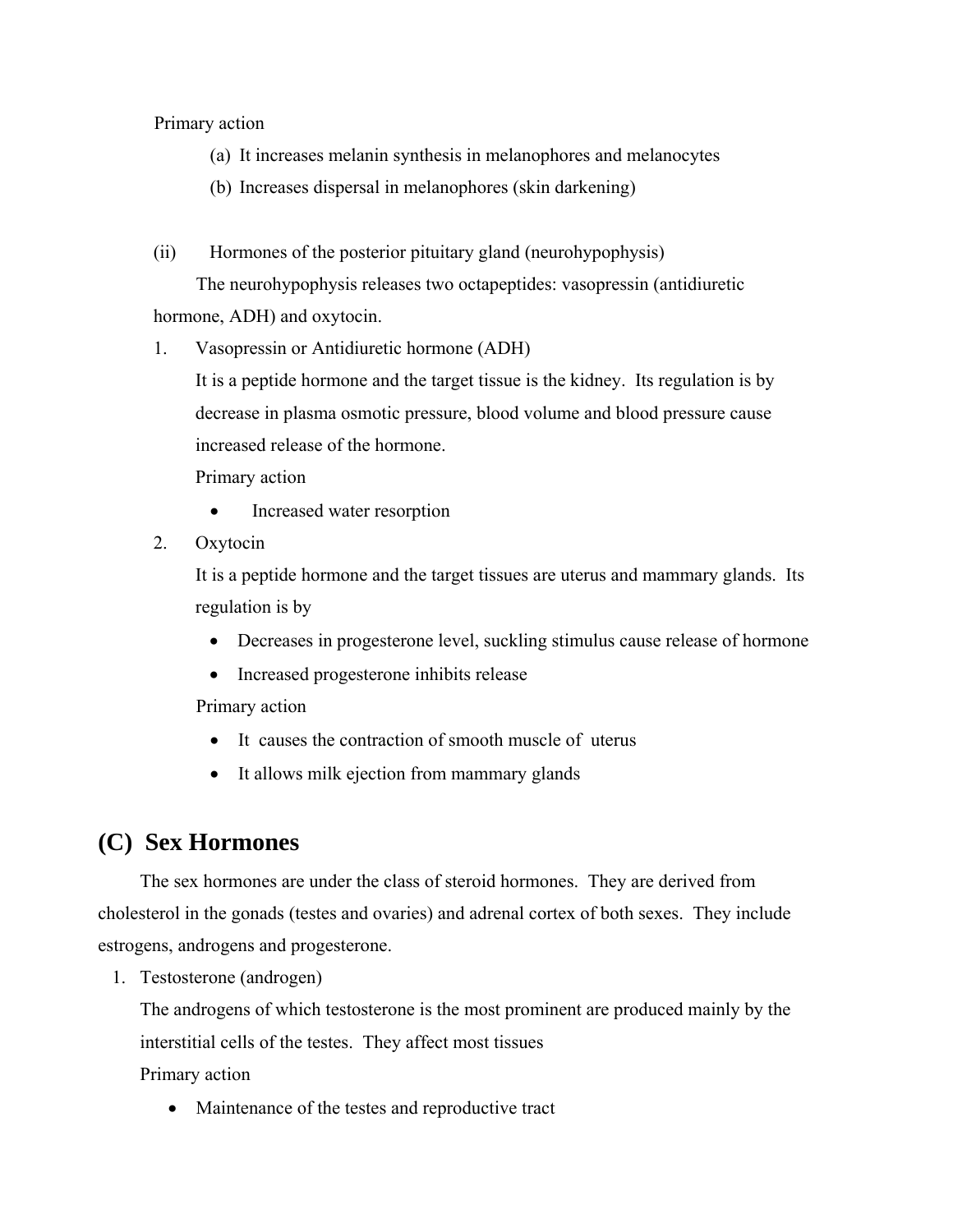Primary action

(a) It increases melanin synthesis in melanophores and melanocytes

(b) Increases dispersal in melanophores (skin darkening)

(ii) Hormones of the posterior pituitary gland (neurohypophysis)

The neurohypophysis releases two octapeptides: vasopressin (antidiuretic hormone, ADH) and oxytocin.

1. Vasopressin or Antidiuretic hormone (ADH)

   It is a peptide hormone and the target tissue is the kidney. Its regulation is by decrease in plasma osmotic pressure, blood volume and blood pressure cause increased release of the hormone.

   Primary action

   - Increased water resorption

2. Oxytocin

   It is a peptide hormone and the target tissues are uterus and mammary glands. Its regulation is by

   - Decreases in progesterone level, suckling stimulus cause release of hormone
   - Increased progesterone inhibits release

   Primary action

   - It causes the contraction of smooth muscle of uterus
   - It allows milk ejection from mammary glands

## (C) Sex Hormones

The sex hormones are under the class of steroid hormones. They are derived from cholesterol in the gonads (testes and ovaries) and adrenal cortex of both sexes. They include estrogens, androgens and progesterone.

1. Testosterone (androgen)

   The androgens of which testosterone is the most prominent are produced mainly by the interstitial cells of the testes. They affect most tissues

   Primary action

   - Maintenance of the testes and reproductive tract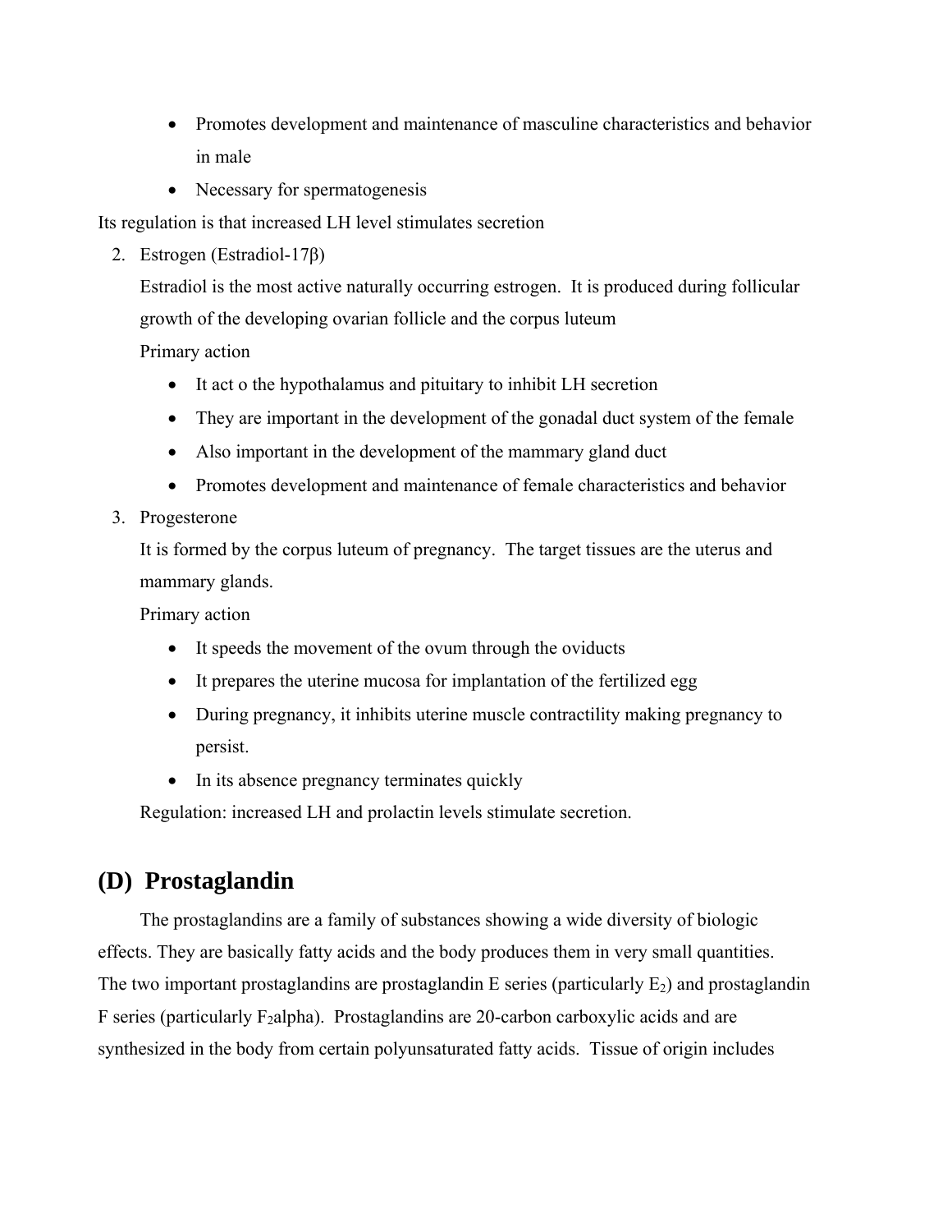- Promotes development and maintenance of masculine characteristics and behavior in male
- Necessary for spermatogenesis

Its regulation is that increased LH level stimulates secretion

2. Estrogen (Estradiol-17β)

   Estradiol is the most active naturally occurring estrogen. It is produced during follicular growth of the developing ovarian follicle and the corpus luteum

   Primary action

   - It act o the hypothalamus and pituitary to inhibit LH secretion
   - They are important in the development of the gonadal duct system of the female
   - Also important in the development of the mammary gland duct
   - Promotes development and maintenance of female characteristics and behavior

3. Progesterone

   It is formed by the corpus luteum of pregnancy. The target tissues are the uterus and mammary glands.

   Primary action

   - It speeds the movement of the ovum through the oviducts
   - It prepares the uterine mucosa for implantation of the fertilized egg
   - During pregnancy, it inhibits uterine muscle contractility making pregnancy to persist.
   - In its absence pregnancy terminates quickly

   Regulation: increased LH and prolactin levels stimulate secretion.

## (D) Prostaglandin

The prostaglandins are a family of substances showing a wide diversity of biologic effects. They are basically fatty acids and the body produces them in very small quantities. The two important prostaglandins are prostaglandin E series (particularly $E_2$) and prostaglandin F series (particularly $F_2$alpha). Prostaglandins are 20-carbon carboxylic acids and are synthesized in the body from certain polyunsaturated fatty acids. Tissue of origin includes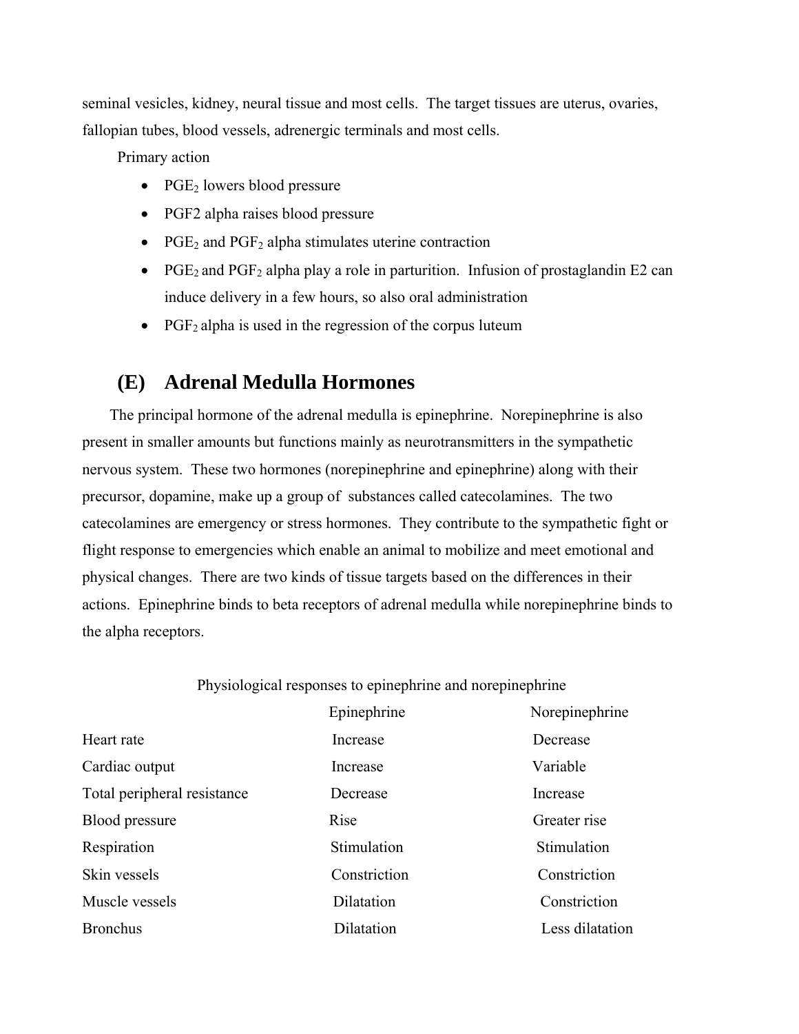seminal vesicles, kidney, neural tissue and most cells. The target tissues are uterus, ovaries, fallopian tubes, blood vessels, adrenergic terminals and most cells.

Primary action

- $PGE_2$ lowers blood pressure
- PGF2 alpha raises blood pressure
- $PGE_2$ and $PGF_2$ alpha stimulates uterine contraction
- $PGE_2$ and $PGF_2$ alpha play a role in parturition. Infusion of prostaglandin E2 can induce delivery in a few hours, so also oral administration
- $PGF_2$ alpha is used in the regression of the corpus luteum

## (E) Adrenal Medulla Hormones

The principal hormone of the adrenal medulla is epinephrine. Norepinephrine is also present in smaller amounts but functions mainly as neurotransmitters in the sympathetic nervous system. These two hormones (norepinephrine and epinephrine) along with their precursor, dopamine, make up a group of substances called catecolamines. The two catecolamines are emergency or stress hormones. They contribute to the sympathetic fight or flight response to emergencies which enable an animal to mobilize and meet emotional and physical changes. There are two kinds of tissue targets based on the differences in their actions. Epinephrine binds to beta receptors of adrenal medulla while norepinephrine binds to the alpha receptors.

Physiological responses to epinephrine and norepinephrine

| | Epinephrine | Norepinephrine |
|---|---|---|
| Heart rate | Increase | Decrease |
| Cardiac output | Increase | Variable |
| Total peripheral resistance | Decrease | Increase |
| Blood pressure | Rise | Greater rise |
| Respiration | Stimulation | Stimulation |
| Skin vessels | Constriction | Constriction |
| Muscle vessels | Dilatation | Constriction |
| Bronchus | Dilatation | Less dilatation |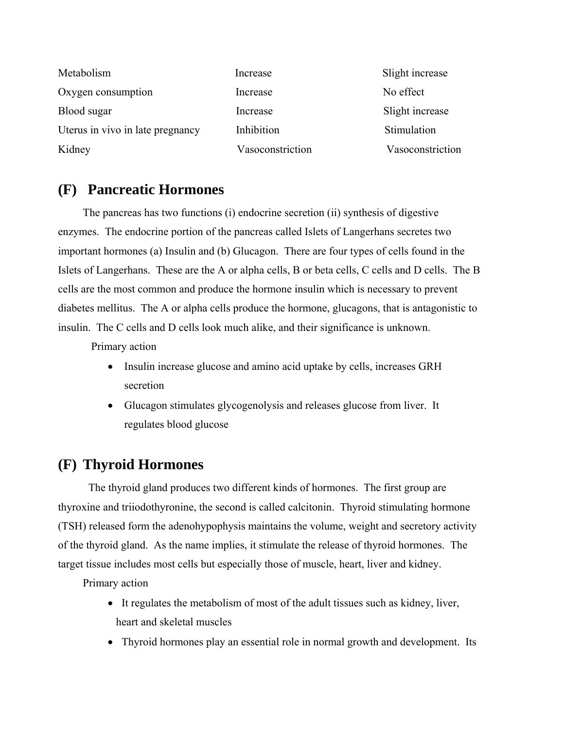| | | |
|---|---|---|
| Metabolism | Increase | Slight increase |
| Oxygen consumption | Increase | No effect |
| Blood sugar | Increase | Slight increase |
| Uterus in vivo in late pregnancy | Inhibition | Stimulation |
| Kidney | Vasoconstriction | Vasoconstriction |

## (F) Pancreatic Hormones

The pancreas has two functions (i) endocrine secretion (ii) synthesis of digestive enzymes. The endocrine portion of the pancreas called Islets of Langerhans secretes two important hormones (a) Insulin and (b) Glucagon. There are four types of cells found in the Islets of Langerhans. These are the A or alpha cells, B or beta cells, C cells and D cells. The B cells are the most common and produce the hormone insulin which is necessary to prevent diabetes mellitus. The A or alpha cells produce the hormone, glucagons, that is antagonistic to insulin. The C cells and D cells look much alike, and their significance is unknown.

Primary action

- Insulin increase glucose and amino acid uptake by cells, increases GRH secretion
- Glucagon stimulates glycogenolysis and releases glucose from liver. It regulates blood glucose

## (F) Thyroid Hormones

The thyroid gland produces two different kinds of hormones. The first group are thyroxine and triiodothyronine, the second is called calcitonin. Thyroid stimulating hormone (TSH) released form the adenohypophysis maintains the volume, weight and secretory activity of the thyroid gland. As the name implies, it stimulate the release of thyroid hormones. The target tissue includes most cells but especially those of muscle, heart, liver and kidney.

Primary action

- It regulates the metabolism of most of the adult tissues such as kidney, liver, heart and skeletal muscles
- Thyroid hormones play an essential role in normal growth and development. Its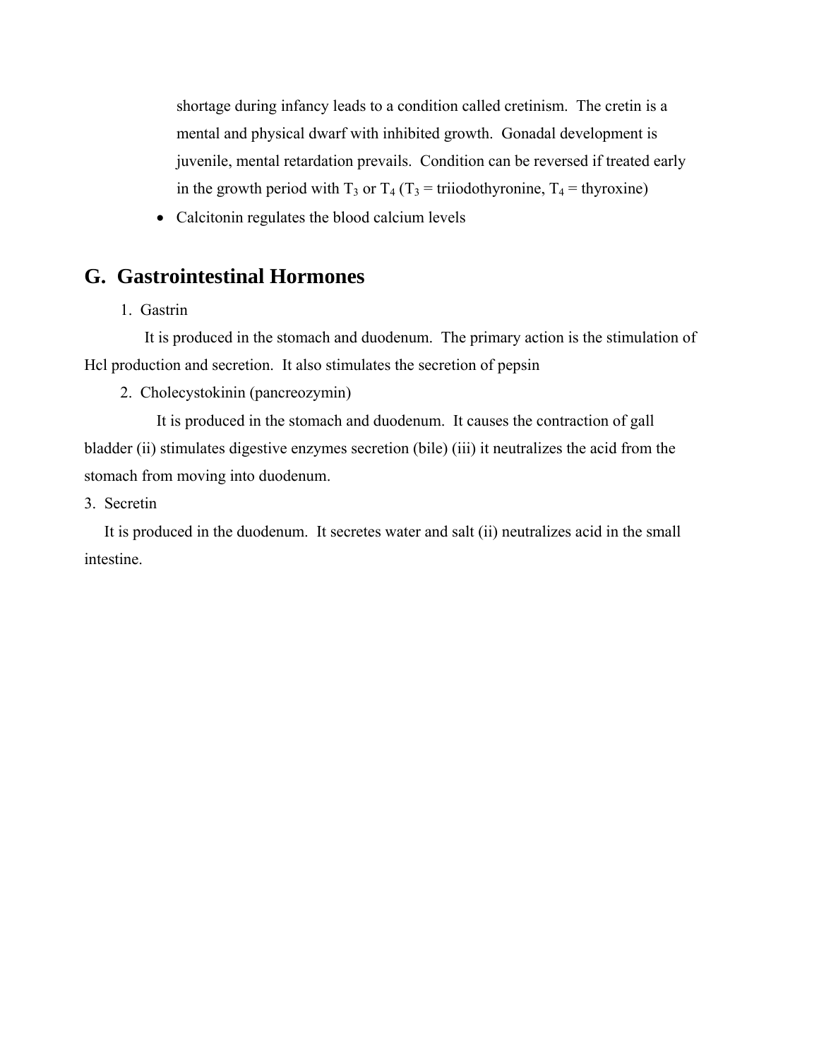shortage during infancy leads to a condition called cretinism. The cretin is a mental and physical dwarf with inhibited growth. Gonadal development is juvenile, mental retardation prevails. Condition can be reversed if treated early in the growth period with $T_3$ or $T_4$ ($T_3$ = triiodothyronine, $T_4$ = thyroxine)

- Calcitonin regulates the blood calcium levels

## G. Gastrointestinal Hormones

1. Gastrin

It is produced in the stomach and duodenum. The primary action is the stimulation of Hcl production and secretion. It also stimulates the secretion of pepsin

2. Cholecystokinin (pancreozymin)

It is produced in the stomach and duodenum. It causes the contraction of gall bladder (ii) stimulates digestive enzymes secretion (bile) (iii) it neutralizes the acid from the stomach from moving into duodenum.

3. Secretin

It is produced in the duodenum. It secretes water and salt (ii) neutralizes acid in the small intestine.